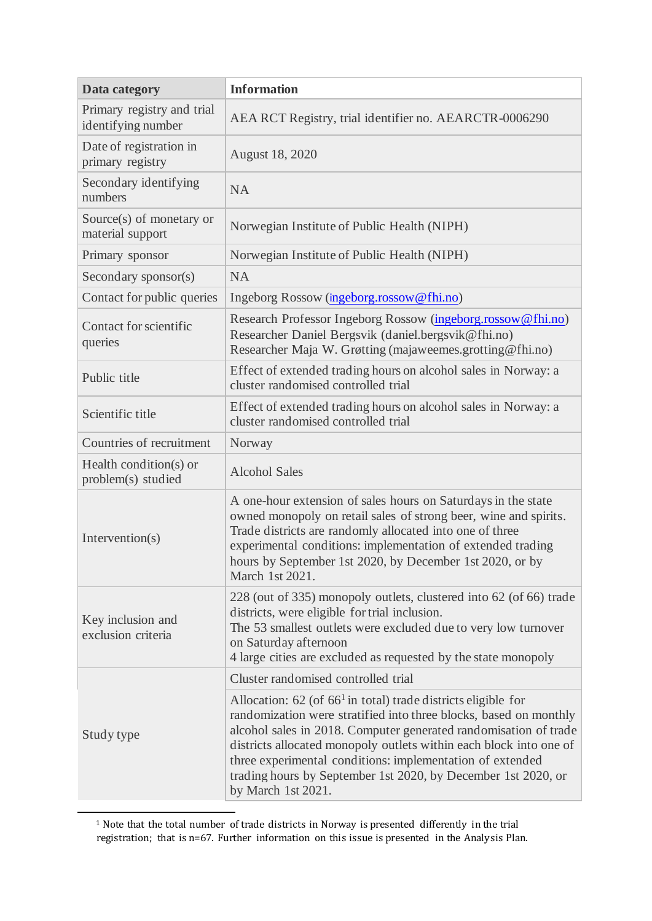| Data category | Information |
| --- | --- |
| Primary registry and trial identifying number | AEA RCT Registry, trial identifier no. AEARCTR-0006290 |
| Date of registration in primary registry | August 18, 2020 |
| Secondary identifying numbers | NA |
| Source(s) of monetary or material support | Norwegian Institute of Public Health (NIPH) |
| Primary sponsor | Norwegian Institute of Public Health (NIPH) |
| Secondary sponsor(s) | NA |
| Contact for public queries | Ingeborg Rossow (ingeborg.rossow@fhi.no) |
| Contact for scientific queries | Research Professor Ingeborg Rossow (ingeborg.rossow@fhi.no)<br>Researcher Daniel Bergsvik (daniel.bergsvik@fhi.no)<br>Researcher Maja W. Grøtting (majaweemes.grotting@fhi.no) |
| Public title | Effect of extended trading hours on alcohol sales in Norway: a cluster randomised controlled trial |
| Scientific title | Effect of extended trading hours on alcohol sales in Norway: a cluster randomised controlled trial |
| Countries of recruitment | Norway |
| Health condition(s) or problem(s) studied | Alcohol Sales |
| Intervention(s) | A one-hour extension of sales hours on Saturdays in the state owned monopoly on retail sales of strong beer, wine and spirits. Trade districts are randomly allocated into one of three experimental conditions: implementation of extended trading hours by September 1st 2020, by December 1st 2020, or by March 1st 2021. |
| Key inclusion and exclusion criteria | 228 (out of 335) monopoly outlets, clustered into 62 (of 66) trade districts, were eligible for trial inclusion.<br>The 53 smallest outlets were excluded due to very low turnover on Saturday afternoon<br>4 large cities are excluded as requested by the state monopoly |
| Study type | Cluster randomised controlled trial |
| | Allocation: 62 (of 66[1] in total) trade districts eligible for randomization were stratified into three blocks, based on monthly alcohol sales in 2018. Computer generated randomisation of trade districts allocated monopoly outlets within each block into one of three experimental conditions: implementation of extended trading hours by September 1st 2020, by December 1st 2020, or by March 1st 2021. |

[1] Note that the total number of trade districts in Norway is presented differently in the trial registration; that is n=67. Further information on this issue is presented in the Analysis Plan.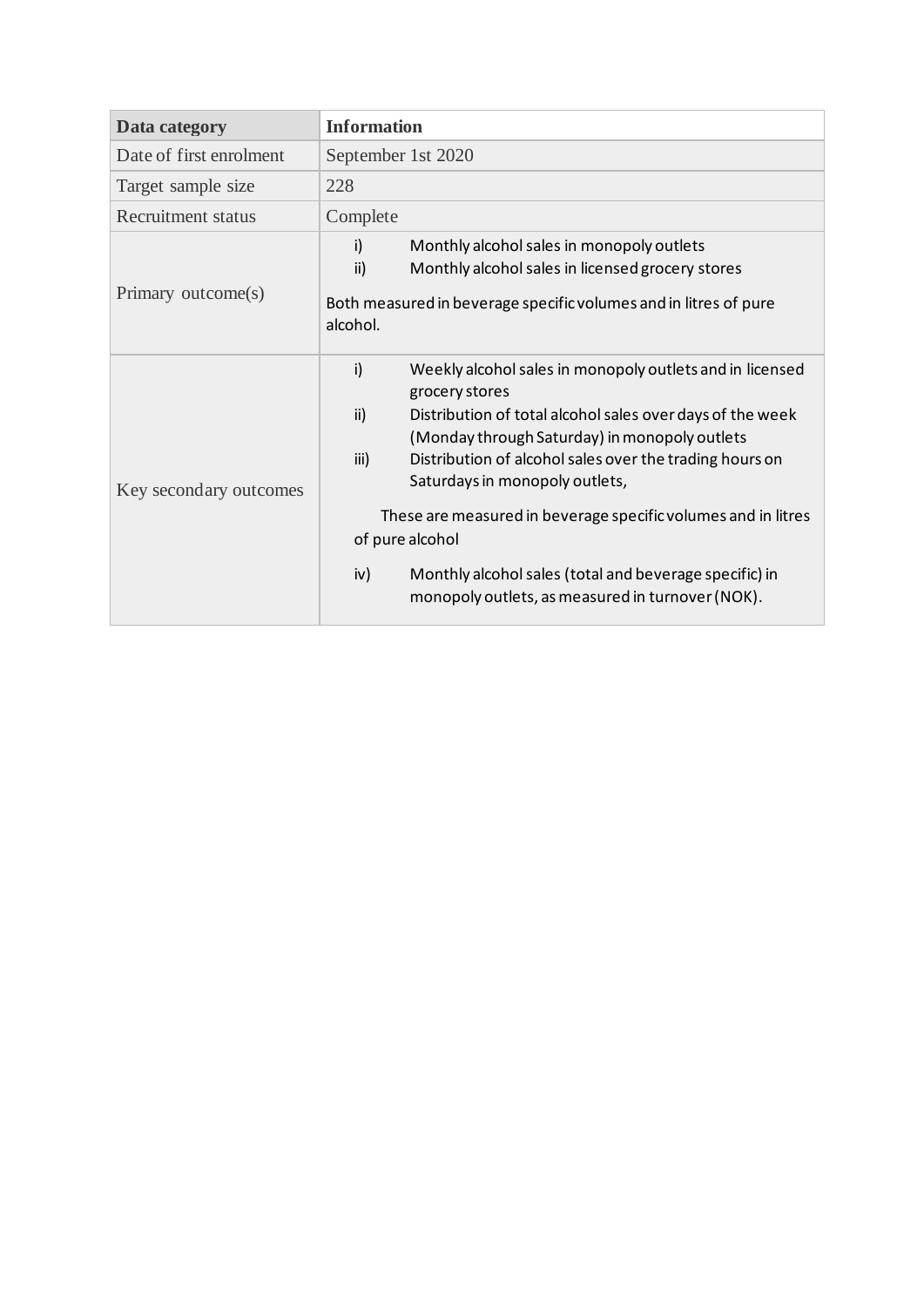| Data category | Information |
| --- | --- |
| Date of first enrolment | September 1st 2020 |
| Target sample size | 228 |
| Recruitment status | Complete |
| Primary outcome(s) | i) Monthly alcohol sales in monopoly outlets<br>ii) Monthly alcohol sales in licensed grocery stores<br><br>Both measured in beverage specific volumes and in litres of pure alcohol. |
| Key secondary outcomes | i) Weekly alcohol sales in monopoly outlets and in licensed grocery stores<br>ii) Distribution of total alcohol sales over days of the week (Monday through Saturday) in monopoly outlets<br>iii) Distribution of alcohol sales over the trading hours on Saturdays in monopoly outlets,<br><br>These are measured in beverage specific volumes and in litres of pure alcohol<br><br>iv) Monthly alcohol sales (total and beverage specific) in monopoly outlets, as measured in turnover (NOK). |